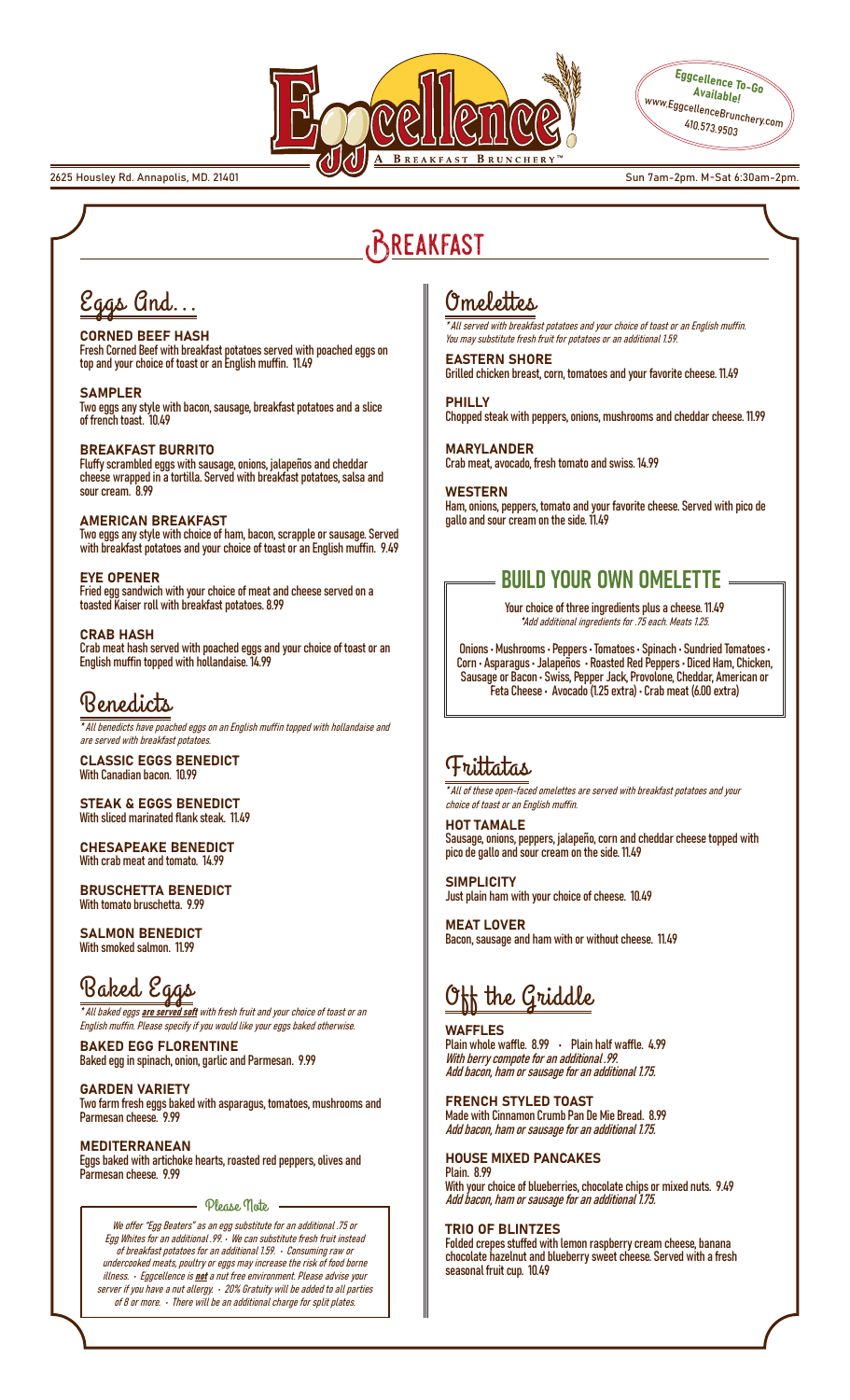# Eggcellence! A Breakfast Brunchery™

2625 Housley Rd. Annapolis, MD. 21401

Eggcellence To-Go Available! www.EggcellenceBrunchery.com 410.573.9503

Sun 7am-2pm. M-Sat 6:30am-2pm.

## Breakfast

### Eggs And...

**CORNED BEEF HASH**
Fresh Corned Beef with breakfast potatoes served with poached eggs on top and your choice of toast or an English muffin. 11.49

**SAMPLER**
Two eggs any style with bacon, sausage, breakfast potatoes and a slice of french toast. 10.49

**BREAKFAST BURRITO**
Fluffy scrambled eggs with sausage, onions, jalapeños and cheddar cheese wrapped in a tortilla. Served with breakfast potatoes, salsa and sour cream. 8.99

**AMERICAN BREAKFAST**
Two eggs any style with choice of ham, bacon, scrapple or sausage. Served with breakfast potatoes and your choice of toast or an English muffin. 9.49

**EYE OPENER**
Fried egg sandwich with your choice of meat and cheese served on a toasted Kaiser roll with breakfast potatoes. 8.99

**CRAB HASH**
Crab meat hash served with poached eggs and your choice of toast or an English muffin topped with hollandaise. 14.99

### Benedicts

*\*All benedicts have poached eggs on an English muffin topped with hollandaise and are served with breakfast potatoes.*

**CLASSIC EGGS BENEDICT**
With Canadian bacon. 10.99

**STEAK & EGGS BENEDICT**
With sliced marinated flank steak. 11.49

**CHESAPEAKE BENEDICT**
With crab meat and tomato. 14.99

**BRUSCHETTA BENEDICT**
With tomato bruschetta. 9.99

**SALMON BENEDICT**
With smoked salmon. 11.99

### Baked Eggs

*\*All baked eggs **are served soft** with fresh fruit and your choice of toast or an English muffin. Please specify if you would like your eggs baked otherwise.*

**BAKED EGG FLORENTINE**
Baked egg in spinach, onion, garlic and Parmesan. 9.99

**GARDEN VARIETY**
Two farm fresh eggs baked with asparagus, tomatoes, mushrooms and Parmesan cheese. 9.99

**MEDITERRANEAN**
Eggs baked with artichoke hearts, roasted red peppers, olives and Parmesan cheese. 9.99

#### Please Note

*We offer "Egg Beaters" as an egg substitute for an additional .75 or Egg Whites for an additional .99. • We can substitute fresh fruit instead of breakfast potatoes for an additional 1.59. • Consuming raw or undercooked meats, poultry or eggs may increase the risk of food borne illness. • Eggcellence is **not** a nut free environment. Please advise your server if you have a nut allergy. • 20% Gratuity will be added to all parties of 8 or more. • There will be an additional charge for split plates.*

### Omelettes

*\*All served with breakfast potatoes and your choice of toast or an English muffin. You may substitute fresh fruit for potatoes or an additional 1.59.*

**EASTERN SHORE**
Grilled chicken breast, corn, tomatoes and your favorite cheese. 11.49

**PHILLY**
Chopped steak with peppers, onions, mushrooms and cheddar cheese. 11.99

**MARYLANDER**
Crab meat, avocado, fresh tomato and swiss. 14.99

**WESTERN**
Ham, onions, peppers, tomato and your favorite cheese. Served with pico de gallo and sour cream on the side. 11.49

### BUILD YOUR OWN OMELETTE

Your choice of three ingredients plus a cheese. 11.49
*\*Add additional ingredients for .75 each. Meats 1.25.*

Onions • Mushrooms • Peppers • Tomatoes • Spinach • Sundried Tomatoes • Corn • Asparagus • Jalapeños • Roasted Red Peppers • Diced Ham, Chicken, Sausage or Bacon • Swiss, Pepper Jack, Provolone, Cheddar, American or Feta Cheese • Avocado (1.25 extra) • Crab meat (6.00 extra)

### Frittatas

*\*All of these open-faced omelettes are served with breakfast potatoes and your choice of toast or an English muffin.*

**HOT TAMALE**
Sausage, onions, peppers, jalapeño, corn and cheddar cheese topped with pico de gallo and sour cream on the side. 11.49

**SIMPLICITY**
Just plain ham with your choice of cheese. 10.49

**MEAT LOVER**
Bacon, sausage and ham with or without cheese. 11.49

### Off the Griddle

**WAFFLES**
Plain whole waffle. 8.99 • Plain half waffle. 4.99
*With berry compote for an additional .99.*
*Add bacon, ham or sausage for an additional 1.75.*

**FRENCH STYLED TOAST**
Made with Cinnamon Crumb Pan De Mie Bread. 8.99
*Add bacon, ham or sausage for an additional 1.75.*

**HOUSE MIXED PANCAKES**
Plain. 8.99
With your choice of blueberries, chocolate chips or mixed nuts. 9.49
*Add bacon, ham or sausage for an additional 1.75.*

**TRIO OF BLINTZES**
Folded crepes stuffed with lemon raspberry cream cheese, banana chocolate hazelnut and blueberry sweet cheese. Served with a fresh seasonal fruit cup. 10.49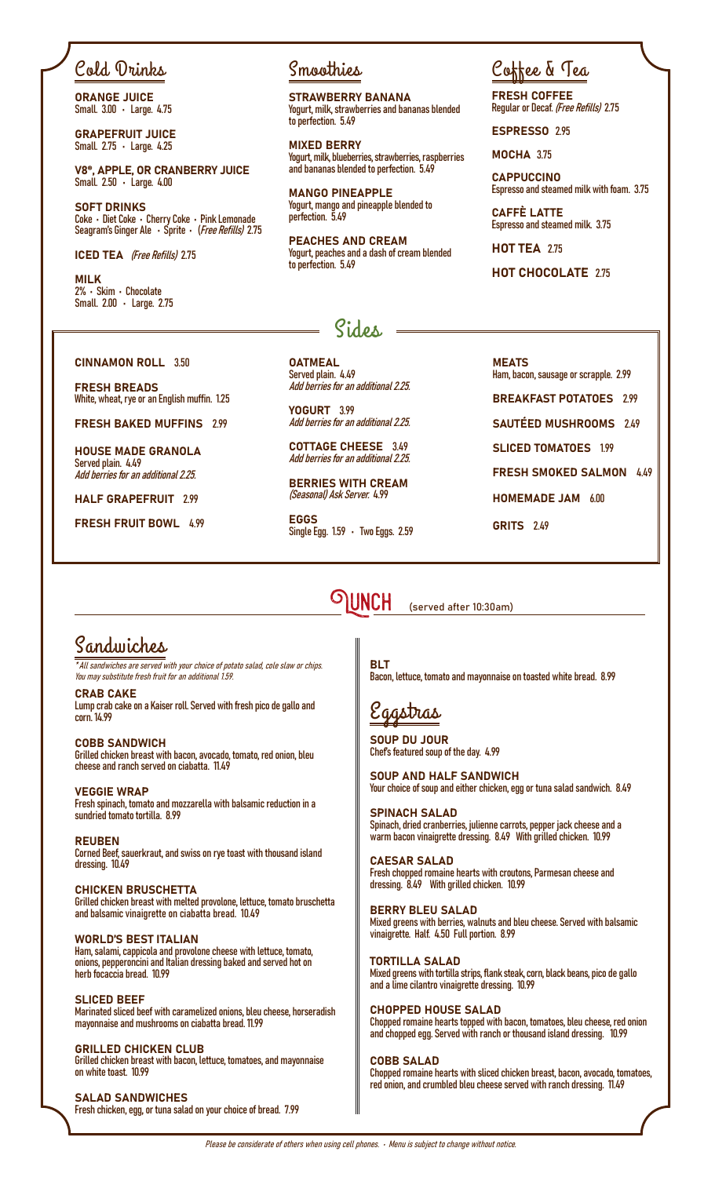## Cold Drinks

**ORANGE JUICE**
Small. 3.00 · Large. 4.75

**GRAPEFRUIT JUICE**
Small. 2.75 · Large. 4.25

**V8®, APPLE, OR CRANBERRY JUICE**
Small. 2.50 · Large. 4.00

**SOFT DRINKS**
Coke · Diet Coke · Cherry Coke · Pink Lemonade
Seagram's Ginger Ale · Sprite · (*Free Refills*) 2.75

**ICED TEA** (*Free Refills*) 2.75

**MILK**
2% · Skim · Chocolate
Small. 2.00 · Large. 2.75

## Smoothies

**STRAWBERRY BANANA**
Yogurt, milk, strawberries and bananas blended to perfection. 5.49

**MIXED BERRY**
Yogurt, milk, blueberries, strawberries, raspberries and bananas blended to perfection. 5.49

**MANGO PINEAPPLE**
Yogurt, mango and pineapple blended to perfection. 5.49

**PEACHES AND CREAM**
Yogurt, peaches and a dash of cream blended to perfection. 5.49

## Coffee & Tea

**FRESH COFFEE**
Regular or Decaf. (*Free Refills*) 2.75

**ESPRESSO** 2.95

**MOCHA** 3.75

**CAPPUCCINO**
Espresso and steamed milk with foam. 3.75

**CAFFÈ LATTE**
Espresso and steamed milk. 3.75

**HOT TEA** 2.75

**HOT CHOCOLATE** 2.75

## Sides

**CINNAMON ROLL** 3.50

**FRESH BREADS**
White, wheat, rye or an English muffin. 1.25

**FRESH BAKED MUFFINS** 2.99

**HOUSE MADE GRANOLA**
Served plain. 4.49
*Add berries for an additional 2.25.*

**HALF GRAPEFRUIT** 2.99

**FRESH FRUIT BOWL** 4.99

**OATMEAL**
Served plain. 4.49
*Add berries for an additional 2.25.*

**YOGURT** 3.99
*Add berries for an additional 2.25.*

**COTTAGE CHEESE** 3.49
*Add berries for an additional 2.25.*

**BERRIES WITH CREAM**
*(Seasonal) Ask Server.* 4.99

**EGGS**
Single Egg. 1.59 · Two Eggs. 2.59

**MEATS**
Ham, bacon, sausage or scrapple. 2.99

**BREAKFAST POTATOES** 2.99

**SAUTÉED MUSHROOMS** 2.49

**SLICED TOMATOES** 1.99

**FRESH SMOKED SALMON** 4.49

**HOMEMADE JAM** 6.00

**GRITS** 2.49

# LUNCH

(served after 10:30am)

## Sandwiches

*\*All sandwiches are served with your choice of potato salad, cole slaw or chips. You may substitute fresh fruit for an additional 1.59.*

**CRAB CAKE**
Lump crab cake on a Kaiser roll. Served with fresh pico de gallo and corn. 14.99

**COBB SANDWICH**
Grilled chicken breast with bacon, avocado, tomato, red onion, bleu cheese and ranch served on ciabatta. 11.49

**VEGGIE WRAP**
Fresh spinach, tomato and mozzarella with balsamic reduction in a sundried tomato tortilla. 8.99

**REUBEN**
Corned Beef, sauerkraut, and swiss on rye toast with thousand island dressing. 10.49

**CHICKEN BRUSCHETTA**
Grilled chicken breast with melted provolone, lettuce, tomato bruschetta and balsamic vinaigrette on ciabatta bread. 10.49

**WORLD'S BEST ITALIAN**
Ham, salami, cappicola and provolone cheese with lettuce, tomato, onions, pepperoncini and Italian dressing baked and served hot on herb focaccia bread. 10.99

**SLICED BEEF**
Marinated sliced beef with caramelized onions, bleu cheese, horseradish mayonnaise and mushrooms on ciabatta bread. 11.99

**GRILLED CHICKEN CLUB**
Grilled chicken breast with bacon, lettuce, tomatoes, and mayonnaise on white toast. 10.99

**SALAD SANDWICHES**
Fresh chicken, egg, or tuna salad on your choice of bread. 7.99

**BLT**
Bacon, lettuce, tomato and mayonnaise on toasted white bread. 8.99

## Eggstras

**SOUP DU JOUR**
Chef's featured soup of the day. 4.99

**SOUP AND HALF SANDWICH**
Your choice of soup and either chicken, egg or tuna salad sandwich. 8.49

**SPINACH SALAD**
Spinach, dried cranberries, julienne carrots, pepper jack cheese and a warm bacon vinaigrette dressing. 8.49 With grilled chicken. 10.99

**CAESAR SALAD**
Fresh chopped romaine hearts with croutons, Parmesan cheese and dressing. 8.49 With grilled chicken. 10.99

**BERRY BLEU SALAD**
Mixed greens with berries, walnuts and bleu cheese. Served with balsamic vinaigrette. Half. 4.50 Full portion. 8.99

**TORTILLA SALAD**
Mixed greens with tortilla strips, flank steak, corn, black beans, pico de gallo and a lime cilantro vinaigrette dressing. 10.99

**CHOPPED HOUSE SALAD**
Chopped romaine hearts topped with bacon, tomatoes, bleu cheese, red onion and chopped egg. Served with ranch or thousand island dressing. 10.99

**COBB SALAD**
Chopped romaine hearts with sliced chicken breast, bacon, avocado, tomatoes, red onion, and crumbled bleu cheese served with ranch dressing. 11.49

*Please be considerate of others when using cell phones. · Menu is subject to change without notice.*